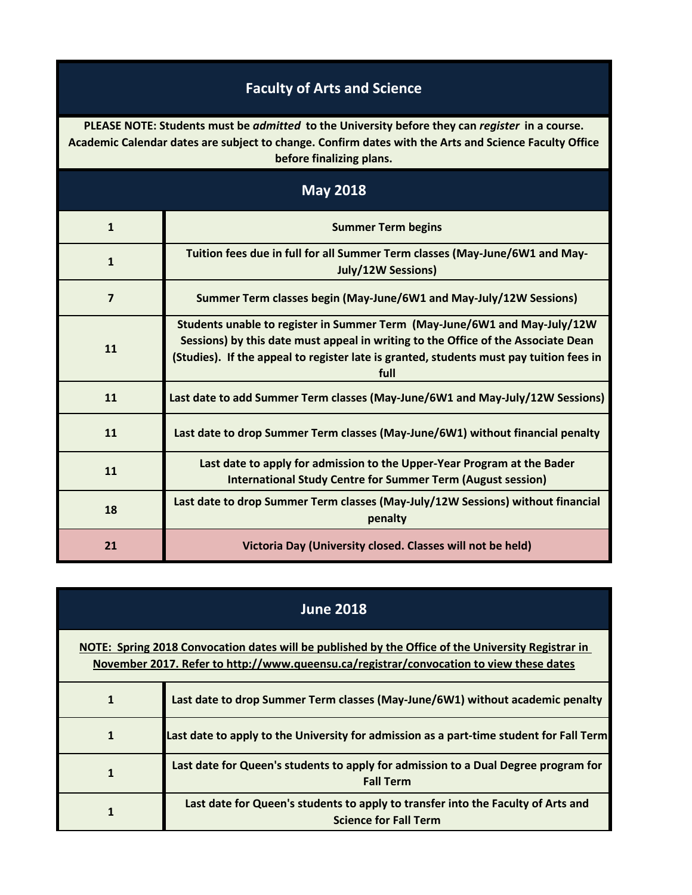# Faculty of Arts and Science

**PLEASE NOTE: Students must be *admitted* to the University before they can *register* in a course. Academic Calendar dates are subject to change. Confirm dates with the Arts and Science Faculty Office before finalizing plans.**

## May 2018

| | |
|---|---|
| 1 | Summer Term begins |
| 1 | Tuition fees due in full for all Summer Term classes (May-June/6W1 and May-July/12W Sessions) |
| 7 | Summer Term classes begin (May-June/6W1 and May-July/12W Sessions) |
| 11 | Students unable to register in Summer Term (May-June/6W1 and May-July/12W Sessions) by this date must appeal in writing to the Office of the Associate Dean (Studies). If the appeal to register late is granted, students must pay tuition fees in full |
| 11 | Last date to add Summer Term classes (May-June/6W1 and May-July/12W Sessions) |
| 11 | Last date to drop Summer Term classes (May-June/6W1) without financial penalty |
| 11 | Last date to apply for admission to the Upper-Year Program at the Bader International Study Centre for Summer Term (August session) |
| 18 | Last date to drop Summer Term classes (May-July/12W Sessions) without financial penalty |
| 21 | Victoria Day (University closed. Classes will not be held) |

## June 2018

**NOTE: Spring 2018 Convocation dates will be published by the Office of the University Registrar in November 2017. Refer to http://www.queensu.ca/registrar/convocation to view these dates**

| | |
|---|---|
| 1 | Last date to drop Summer Term classes (May-June/6W1) without academic penalty |
| 1 | Last date to apply to the University for admission as a part-time student for Fall Term |
| 1 | Last date for Queen's students to apply for admission to a Dual Degree program for Fall Term |
| 1 | Last date for Queen's students to apply to transfer into the Faculty of Arts and Science for Fall Term |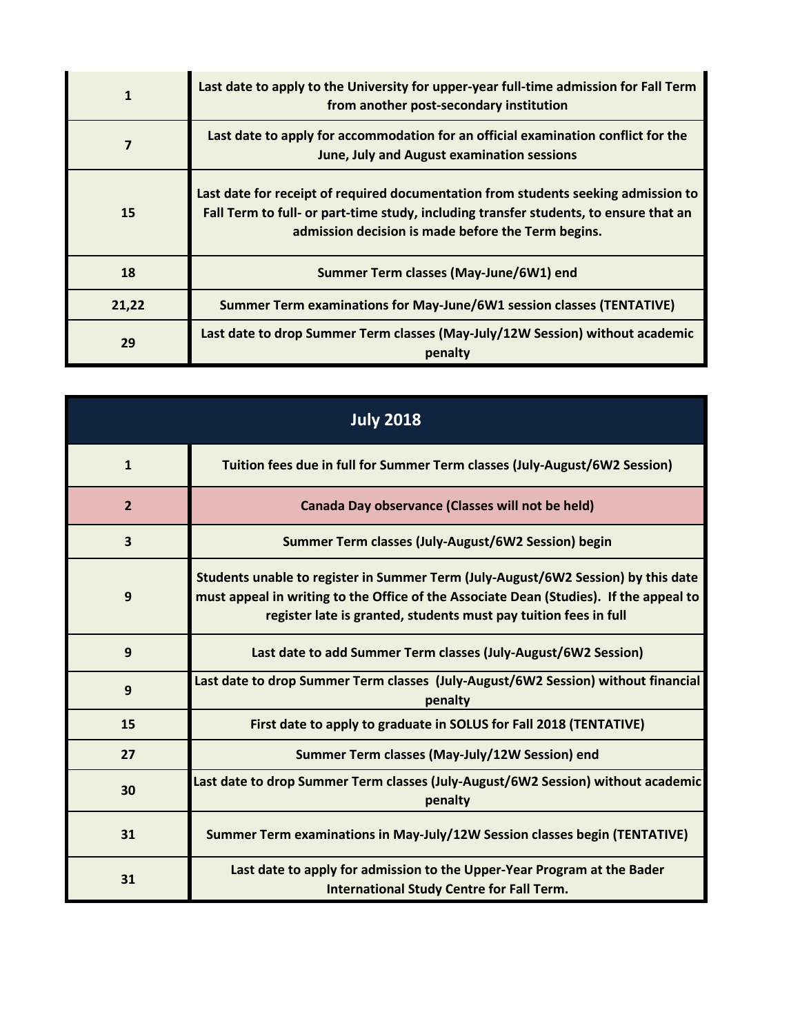| | |
|---|---|
| 1 | Last date to apply to the University for upper-year full-time admission for Fall Term from another post-secondary institution |
| 7 | Last date to apply for accommodation for an official examination conflict for the June, July and August examination sessions |
| 15 | Last date for receipt of required documentation from students seeking admission to Fall Term to full- or part-time study, including transfer students, to ensure that an admission decision is made before the Term begins. |
| 18 | Summer Term classes (May-June/6W1) end |
| 21,22 | Summer Term examinations for May-June/6W1 session classes (TENTATIVE) |
| 29 | Last date to drop Summer Term classes (May-July/12W Session) without academic penalty |

| July 2018 | |
|---|---|
| 1 | Tuition fees due in full for Summer Term classes (July-August/6W2 Session) |
| 2 | Canada Day observance (Classes will not be held) |
| 3 | Summer Term classes (July-August/6W2 Session) begin |
| 9 | Students unable to register in Summer Term (July-August/6W2 Session) by this date must appeal in writing to the Office of the Associate Dean (Studies). If the appeal to register late is granted, students must pay tuition fees in full |
| 9 | Last date to add Summer Term classes (July-August/6W2 Session) |
| 9 | Last date to drop Summer Term classes (July-August/6W2 Session) without financial penalty |
| 15 | First date to apply to graduate in SOLUS for Fall 2018 (TENTATIVE) |
| 27 | Summer Term classes (May-July/12W Session) end |
| 30 | Last date to drop Summer Term classes (July-August/6W2 Session) without academic penalty |
| 31 | Summer Term examinations in May-July/12W Session classes begin (TENTATIVE) |
| 31 | Last date to apply for admission to the Upper-Year Program at the Bader International Study Centre for Fall Term. |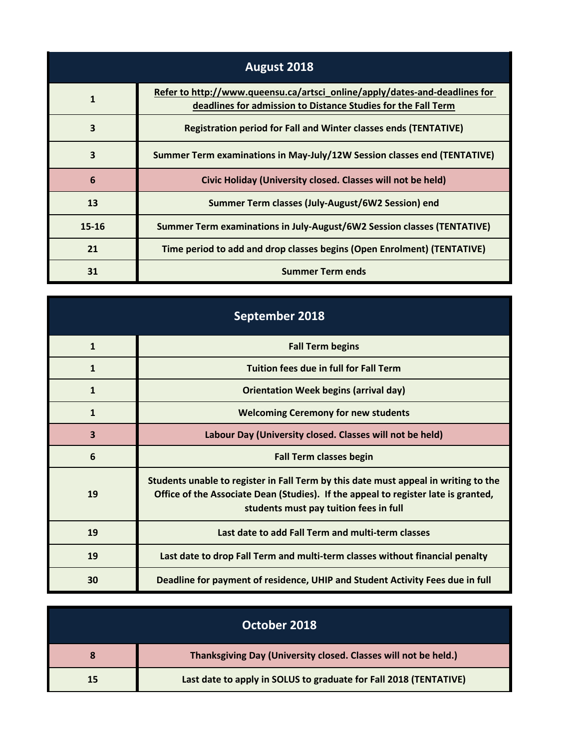| August 2018 | |
| --- | --- |
| 1 | Refer to http://www.queensu.ca/artsci_online/apply/dates-and-deadlines for deadlines for admission to Distance Studies for the Fall Term |
| 3 | Registration period for Fall and Winter classes ends (TENTATIVE) |
| 3 | Summer Term examinations in May-July/12W Session classes end (TENTATIVE) |
| 6 | Civic Holiday (University closed. Classes will not be held) |
| 13 | Summer Term classes (July-August/6W2 Session) end |
| 15-16 | Summer Term examinations in July-August/6W2 Session classes (TENTATIVE) |
| 21 | Time period to add and drop classes begins (Open Enrolment) (TENTATIVE) |
| 31 | Summer Term ends |

| September 2018 | |
| --- | --- |
| 1 | Fall Term begins |
| 1 | Tuition fees due in full for Fall Term |
| 1 | Orientation Week begins (arrival day) |
| 1 | Welcoming Ceremony for new students |
| 3 | Labour Day (University closed. Classes will not be held) |
| 6 | Fall Term classes begin |
| 19 | Students unable to register in Fall Term by this date must appeal in writing to the Office of the Associate Dean (Studies). If the appeal to register late is granted, students must pay tuition fees in full |
| 19 | Last date to add Fall Term and multi-term classes |
| 19 | Last date to drop Fall Term and multi-term classes without financial penalty |
| 30 | Deadline for payment of residence, UHIP and Student Activity Fees due in full |

| October 2018 | |
| --- | --- |
| 8 | Thanksgiving Day (University closed. Classes will not be held.) |
| 15 | Last date to apply in SOLUS to graduate for Fall 2018 (TENTATIVE) |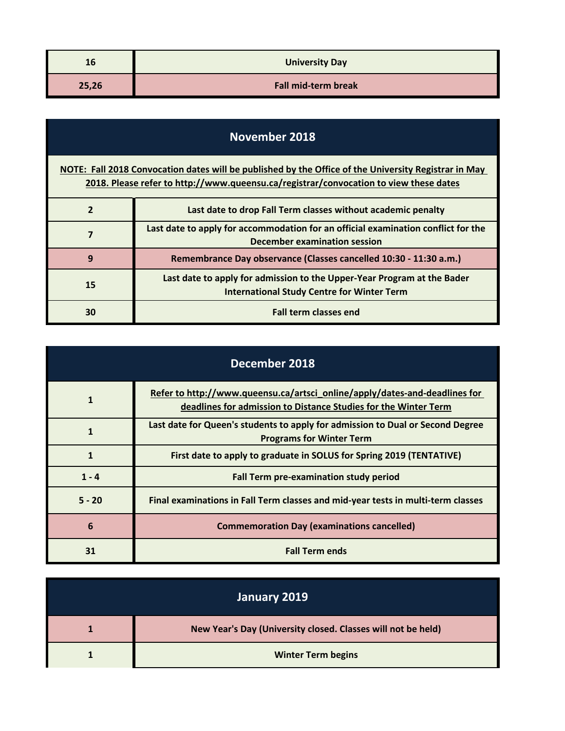| | |
|---|---|
| 16 | University Day |
| 25,26 | Fall mid-term break |

## November 2018

**NOTE: Fall 2018 Convocation dates will be published by the Office of the University Registrar in May 2018. Please refer to http://www.queensu.ca/registrar/convocation to view these dates**

| | |
|---|---|
| 2 | Last date to drop Fall Term classes without academic penalty |
| 7 | Last date to apply for accommodation for an official examination conflict for the December examination session |
| 9 | Remembrance Day observance (Classes cancelled 10:30 - 11:30 a.m.) |
| 15 | Last date to apply for admission to the Upper-Year Program at the Bader International Study Centre for Winter Term |
| 30 | Fall term classes end |

## December 2018

| | |
|---|---|
| 1 | Refer to http://www.queensu.ca/artsci_online/apply/dates-and-deadlines for deadlines for admission to Distance Studies for the Winter Term |
| 1 | Last date for Queen's students to apply for admission to Dual or Second Degree Programs for Winter Term |
| 1 | First date to apply to graduate in SOLUS for Spring 2019 (TENTATIVE) |
| 1 - 4 | Fall Term pre-examination study period |
| 5 - 20 | Final examinations in Fall Term classes and mid-year tests in multi-term classes |
| 6 | Commemoration Day (examinations cancelled) |
| 31 | Fall Term ends |

## January 2019

| | |
|---|---|
| 1 | New Year's Day (University closed. Classes will not be held) |
| 1 | Winter Term begins |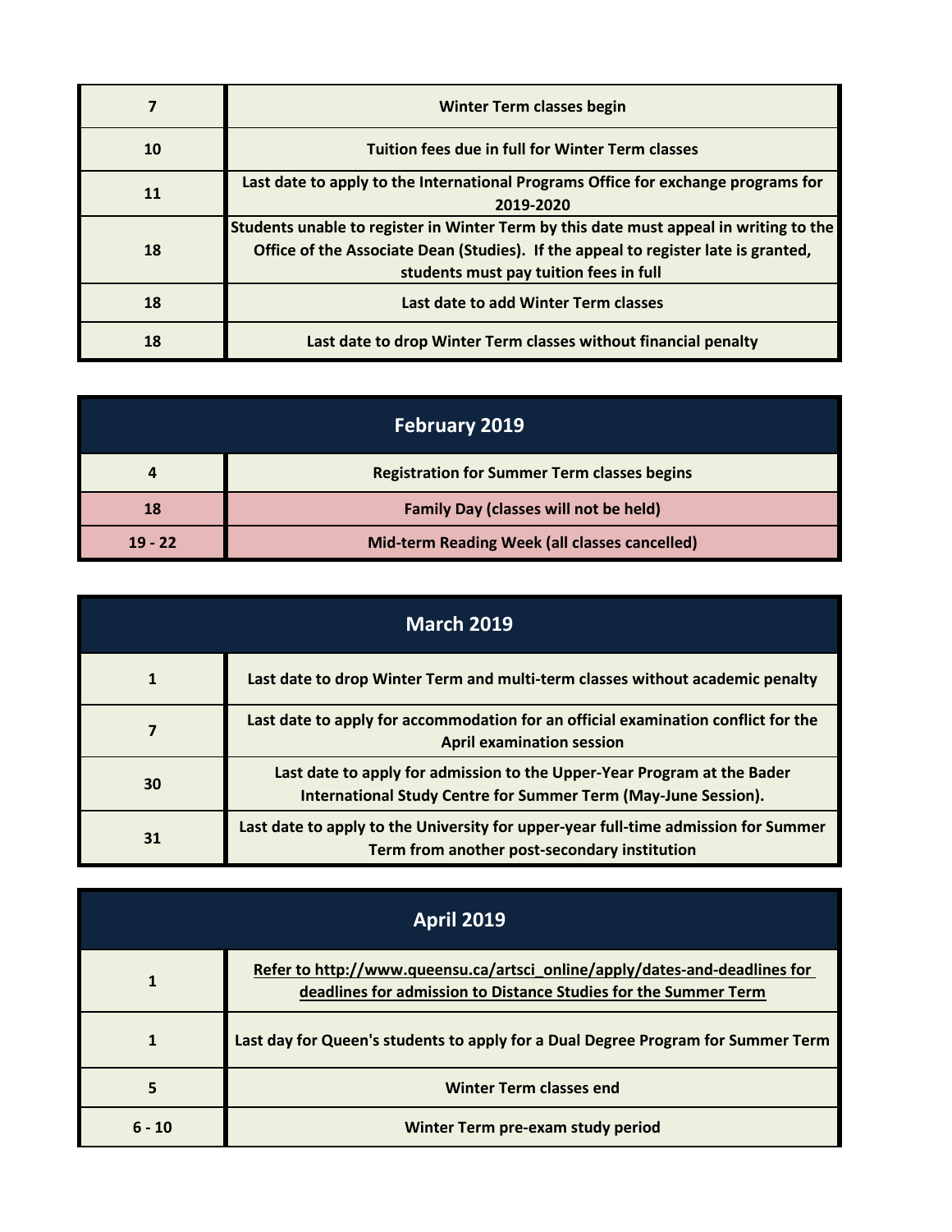| | |
|---|---|
| 7 | Winter Term classes begin |
| 10 | Tuition fees due in full for Winter Term classes |
| 11 | Last date to apply to the International Programs Office for exchange programs for 2019-2020 |
| 18 | Students unable to register in Winter Term by this date must appeal in writing to the Office of the Associate Dean (Studies). If the appeal to register late is granted, students must pay tuition fees in full |
| 18 | Last date to add Winter Term classes |
| 18 | Last date to drop Winter Term classes without financial penalty |

| February 2019 | |
|---|---|
| 4 | Registration for Summer Term classes begins |
| 18 | Family Day (classes will not be held) |
| 19 - 22 | Mid-term Reading Week (all classes cancelled) |

| March 2019 | |
|---|---|
| 1 | Last date to drop Winter Term and multi-term classes without academic penalty |
| 7 | Last date to apply for accommodation for an official examination conflict for the April examination session |
| 30 | Last date to apply for admission to the Upper-Year Program at the Bader International Study Centre for Summer Term (May-June Session). |
| 31 | Last date to apply to the University for upper-year full-time admission for Summer Term from another post-secondary institution |

| April 2019 | |
|---|---|
| 1 | Refer to http://www.queensu.ca/artsci_online/apply/dates-and-deadlines for deadlines for admission to Distance Studies for the Summer Term |
| 1 | Last day for Queen's students to apply for a Dual Degree Program for Summer Term |
| 5 | Winter Term classes end |
| 6 - 10 | Winter Term pre-exam study period |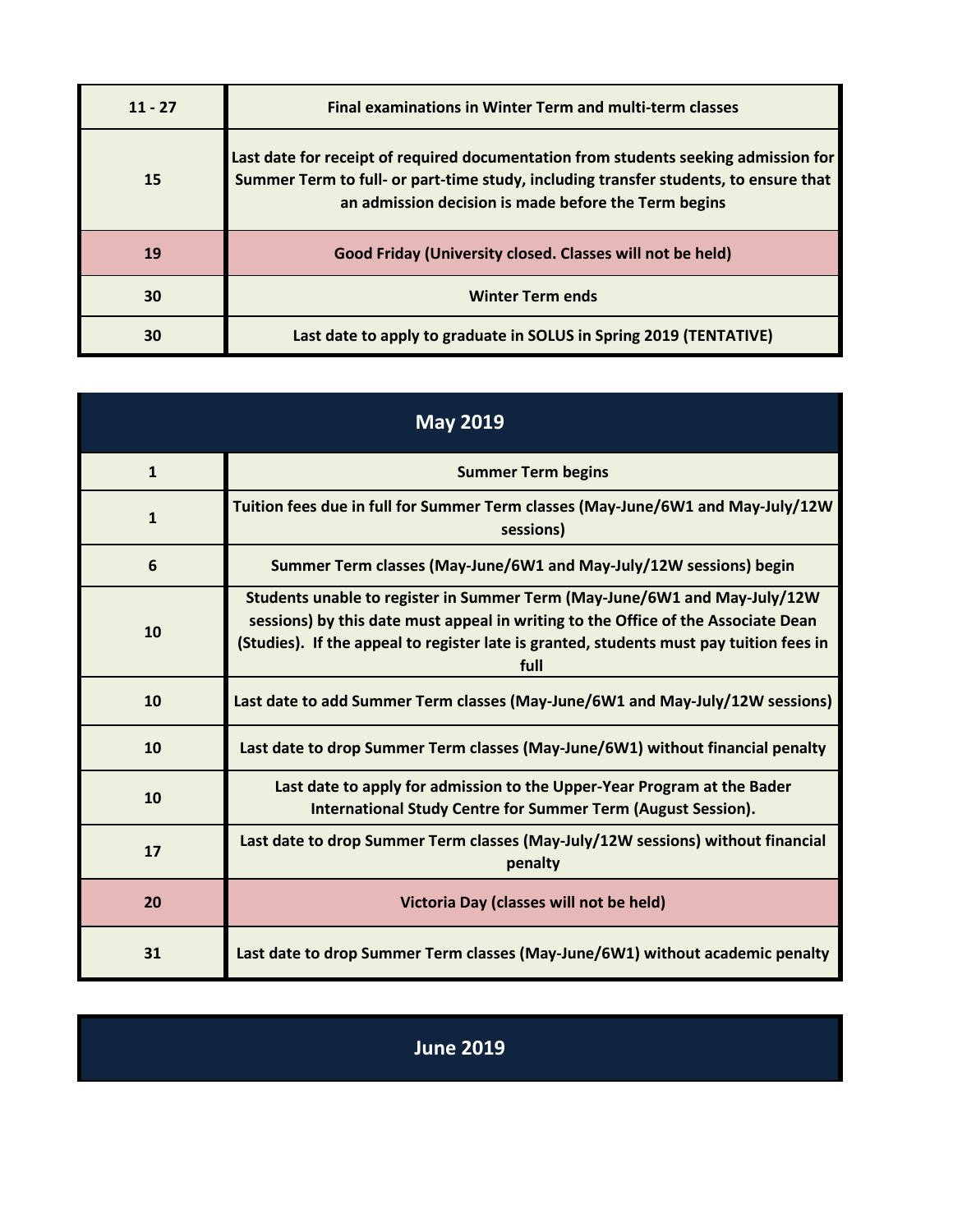| | |
|---|---|
| **11 - 27** | **Final examinations in Winter Term and multi-term classes** |
| **15** | **Last date for receipt of required documentation from students seeking admission for Summer Term to full- or part-time study, including transfer students, to ensure that an admission decision is made before the Term begins** |
| **19** | **Good Friday (University closed. Classes will not be held)** |
| **30** | **Winter Term ends** |
| **30** | **Last date to apply to graduate in SOLUS in Spring 2019 (TENTATIVE)** |

## May 2019

| | |
|---|---|
| **1** | **Summer Term begins** |
| **1** | **Tuition fees due in full for Summer Term classes (May-June/6W1 and May-July/12W sessions)** |
| **6** | **Summer Term classes (May-June/6W1 and May-July/12W sessions) begin** |
| **10** | **Students unable to register in Summer Term (May-June/6W1 and May-July/12W sessions) by this date must appeal in writing to the Office of the Associate Dean (Studies). If the appeal to register late is granted, students must pay tuition fees in full** |
| **10** | **Last date to add Summer Term classes (May-June/6W1 and May-July/12W sessions)** |
| **10** | **Last date to drop Summer Term classes (May-June/6W1) without financial penalty** |
| **10** | **Last date to apply for admission to the Upper-Year Program at the Bader International Study Centre for Summer Term (August Session).** |
| **17** | **Last date to drop Summer Term classes (May-July/12W sessions) without financial penalty** |
| **20** | **Victoria Day (classes will not be held)** |
| **31** | **Last date to drop Summer Term classes (May-June/6W1) without academic penalty** |

## June 2019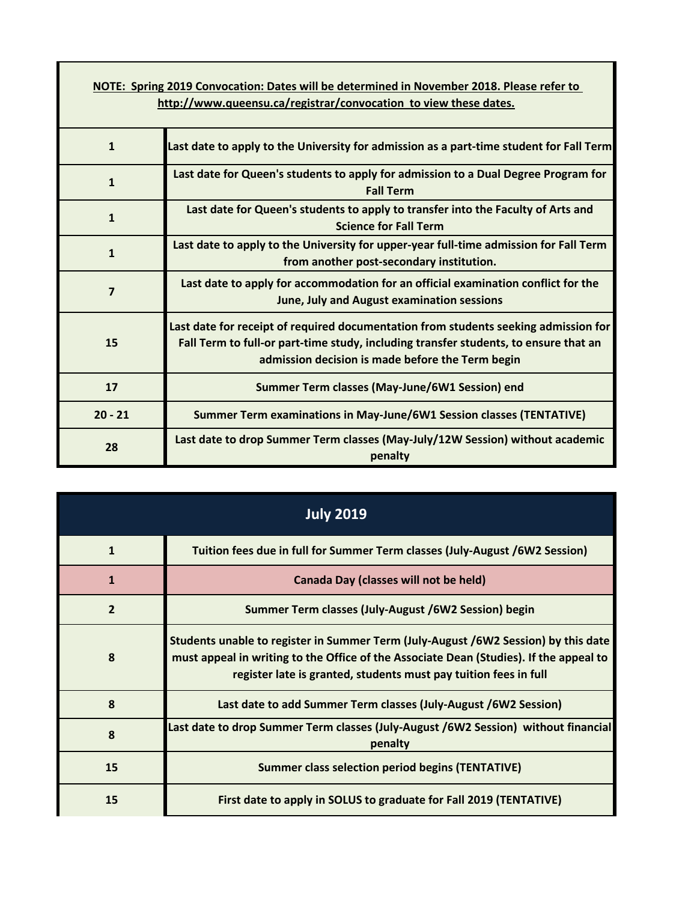**NOTE: Spring 2019 Convocation: Dates will be determined in November 2018. Please refer to http://www.queensu.ca/registrar/convocation to view these dates.**

| | |
|---|---|
| 1 | Last date to apply to the University for admission as a part-time student for Fall Term |
| 1 | Last date for Queen's students to apply for admission to a Dual Degree Program for Fall Term |
| 1 | Last date for Queen's students to apply to transfer into the Faculty of Arts and Science for Fall Term |
| 1 | Last date to apply to the University for upper-year full-time admission for Fall Term from another post-secondary institution. |
| 7 | Last date to apply for accommodation for an official examination conflict for the June, July and August examination sessions |
| 15 | Last date for receipt of required documentation from students seeking admission for Fall Term to full-or part-time study, including transfer students, to ensure that an admission decision is made before the Term begin |
| 17 | Summer Term classes (May-June/6W1 Session) end |
| 20 - 21 | Summer Term examinations in May-June/6W1 Session classes (TENTATIVE) |
| 28 | Last date to drop Summer Term classes (May-July/12W Session) without academic penalty |

## July 2019

| | |
|---|---|
| 1 | Tuition fees due in full for Summer Term classes (July-August /6W2 Session) |
| 1 | Canada Day (classes will not be held) |
| 2 | Summer Term classes (July-August /6W2 Session) begin |
| 8 | Students unable to register in Summer Term (July-August /6W2 Session) by this date must appeal in writing to the Office of the Associate Dean (Studies). If the appeal to register late is granted, students must pay tuition fees in full |
| 8 | Last date to add Summer Term classes (July-August /6W2 Session) |
| 8 | Last date to drop Summer Term classes (July-August /6W2 Session) without financial penalty |
| 15 | Summer class selection period begins (TENTATIVE) |
| 15 | First date to apply in SOLUS to graduate for Fall 2019 (TENTATIVE) |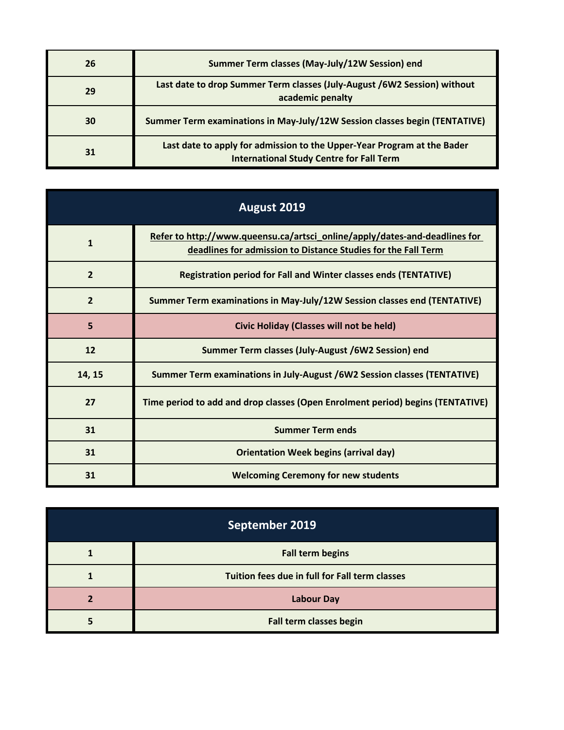| | |
|---|---|
| **26** | **Summer Term classes (May-July/12W Session) end** |
| **29** | **Last date to drop Summer Term classes (July-August /6W2 Session) without academic penalty** |
| **30** | **Summer Term examinations in May-July/12W Session classes begin (TENTATIVE)** |
| **31** | **Last date to apply for admission to the Upper-Year Program at the Bader International Study Centre for Fall Term** |

## August 2019

| | |
|---|---|
| **1** | **Refer to http://www.queensu.ca/artsci_online/apply/dates-and-deadlines for deadlines for admission to Distance Studies for the Fall Term** |
| **2** | **Registration period for Fall and Winter classes ends (TENTATIVE)** |
| **2** | **Summer Term examinations in May-July/12W Session classes end (TENTATIVE)** |
| **5** | **Civic Holiday (Classes will not be held)** |
| **12** | **Summer Term classes (July-August /6W2 Session) end** |
| **14, 15** | **Summer Term examinations in July-August /6W2 Session classes (TENTATIVE)** |
| **27** | **Time period to add and drop classes (Open Enrolment period) begins (TENTATIVE)** |
| **31** | **Summer Term ends** |
| **31** | **Orientation Week begins (arrival day)** |
| **31** | **Welcoming Ceremony for new students** |

## September 2019

| | |
|---|---|
| **1** | **Fall term begins** |
| **1** | **Tuition fees due in full for Fall term classes** |
| **2** | **Labour Day** |
| **5** | **Fall term classes begin** |